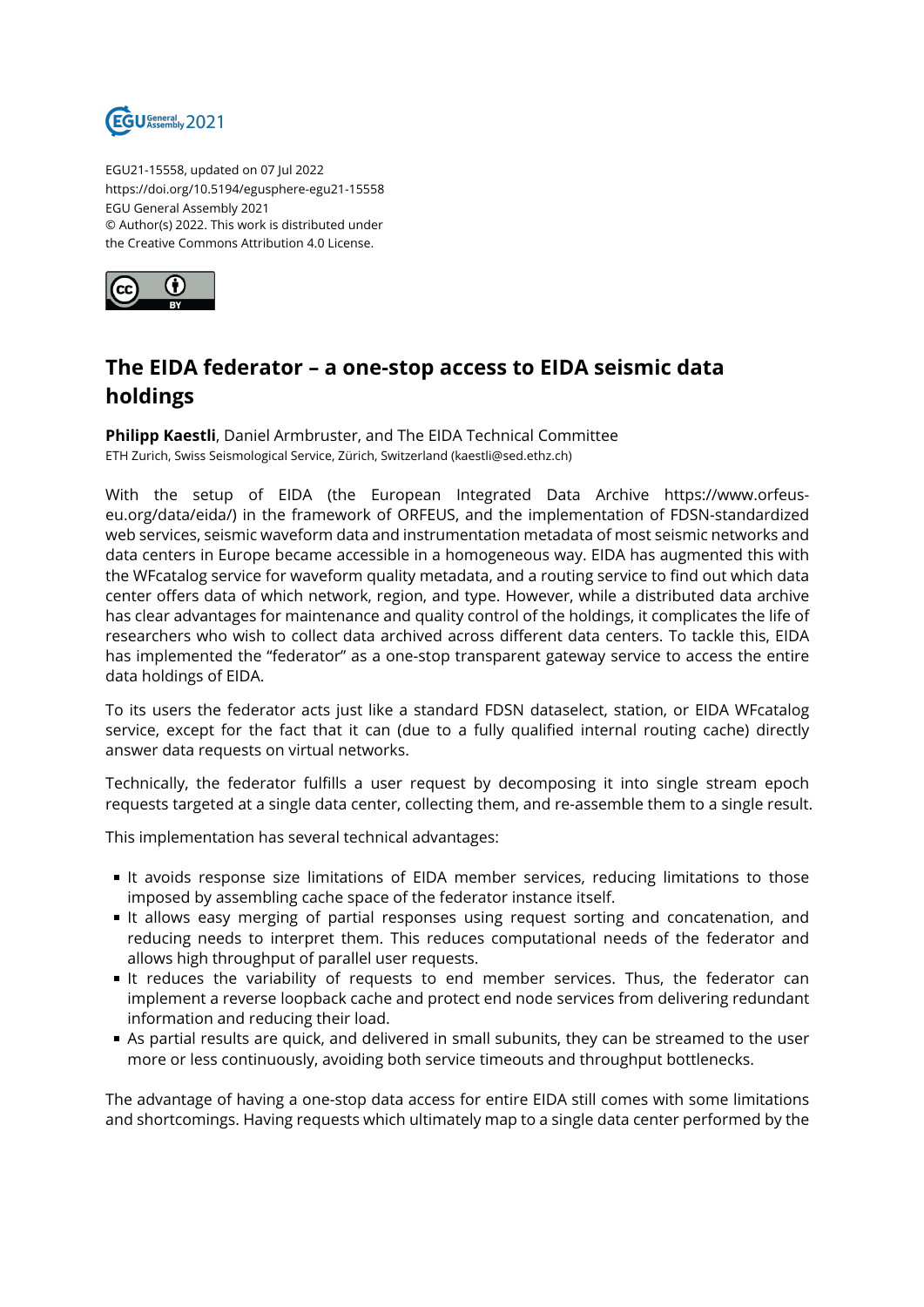EGU21-15558, updated on 07 Jul 2022
https://doi.org/10.5194/egusphere-egu21-15558
EGU General Assembly 2021
© Author(s) 2022. This work is distributed under
the Creative Commons Attribution 4.0 License.

# The EIDA federator – a one-stop access to EIDA seismic data holdings

**Philipp Kaestli**, Daniel Armbruster, and The EIDA Technical Committee
ETH Zurich, Swiss Seismological Service, Zürich, Switzerland (kaestli@sed.ethz.ch)

With the setup of EIDA (the European Integrated Data Archive https://www.orfeus-eu.org/data/eida/) in the framework of ORFEUS, and the implementation of FDSN-standardized web services, seismic waveform data and instrumentation metadata of most seismic networks and data centers in Europe became accessible in a homogeneous way. EIDA has augmented this with the WFcatalog service for waveform quality metadata, and a routing service to find out which data center offers data of which network, region, and type. However, while a distributed data archive has clear advantages for maintenance and quality control of the holdings, it complicates the life of researchers who wish to collect data archived across different data centers. To tackle this, EIDA has implemented the "federator" as a one-stop transparent gateway service to access the entire data holdings of EIDA.

To its users the federator acts just like a standard FDSN dataselect, station, or EIDA WFcatalog service, except for the fact that it can (due to a fully qualified internal routing cache) directly answer data requests on virtual networks.

Technically, the federator fulfills a user request by decomposing it into single stream epoch requests targeted at a single data center, collecting them, and re-assemble them to a single result.

This implementation has several technical advantages:

- It avoids response size limitations of EIDA member services, reducing limitations to those imposed by assembling cache space of the federator instance itself.
- It allows easy merging of partial responses using request sorting and concatenation, and reducing needs to interpret them. This reduces computational needs of the federator and allows high throughput of parallel user requests.
- It reduces the variability of requests to end member services. Thus, the federator can implement a reverse loopback cache and protect end node services from delivering redundant information and reducing their load.
- As partial results are quick, and delivered in small subunits, they can be streamed to the user more or less continuously, avoiding both service timeouts and throughput bottlenecks.

The advantage of having a one-stop data access for entire EIDA still comes with some limitations and shortcomings. Having requests which ultimately map to a single data center performed by the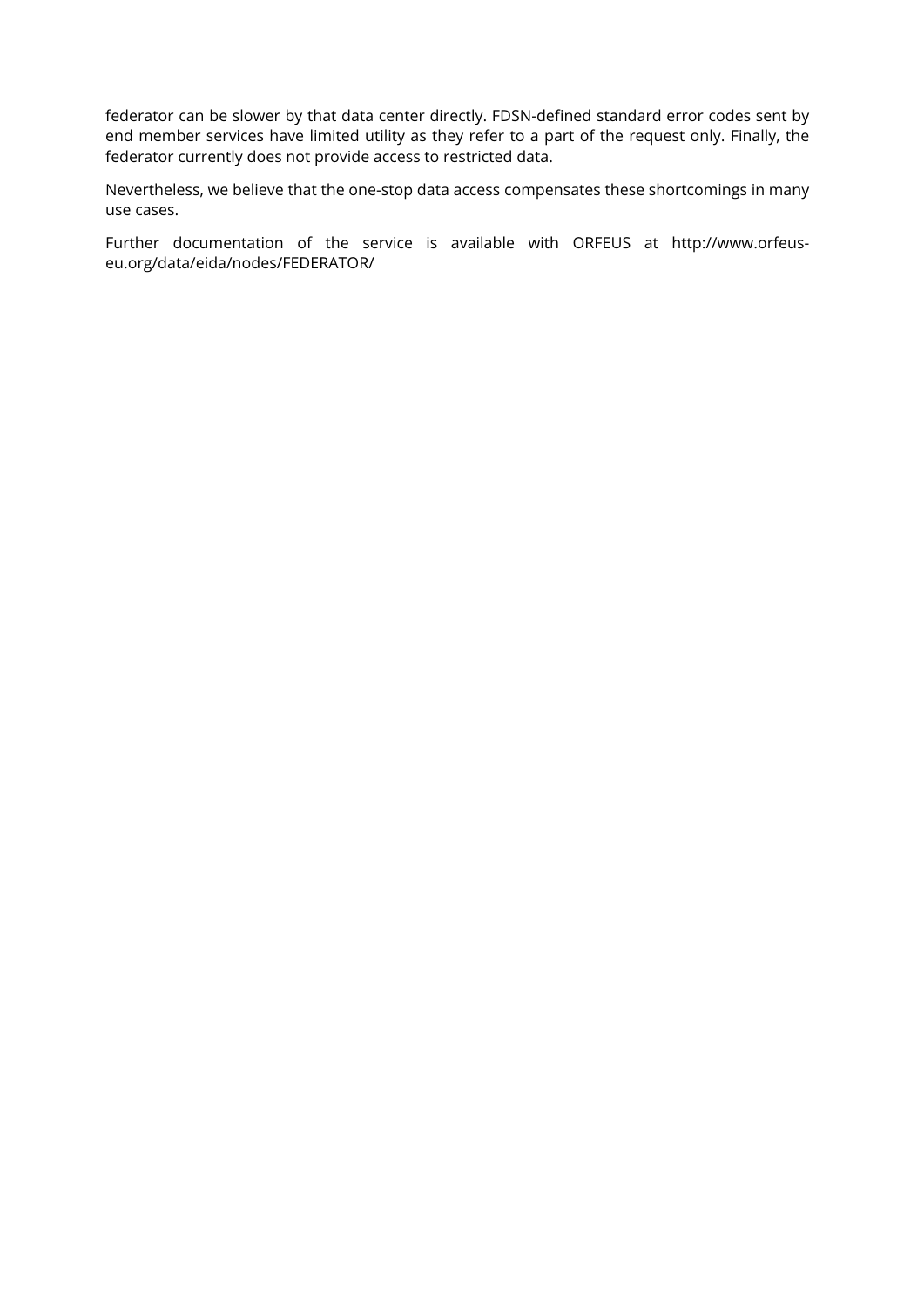federator can be slower by that data center directly. FDSN-defined standard error codes sent by end member services have limited utility as they refer to a part of the request only. Finally, the federator currently does not provide access to restricted data.

Nevertheless, we believe that the one-stop data access compensates these shortcomings in many use cases.

Further documentation of the service is available with ORFEUS at http://www.orfeus-eu.org/data/eida/nodes/FEDERATOR/